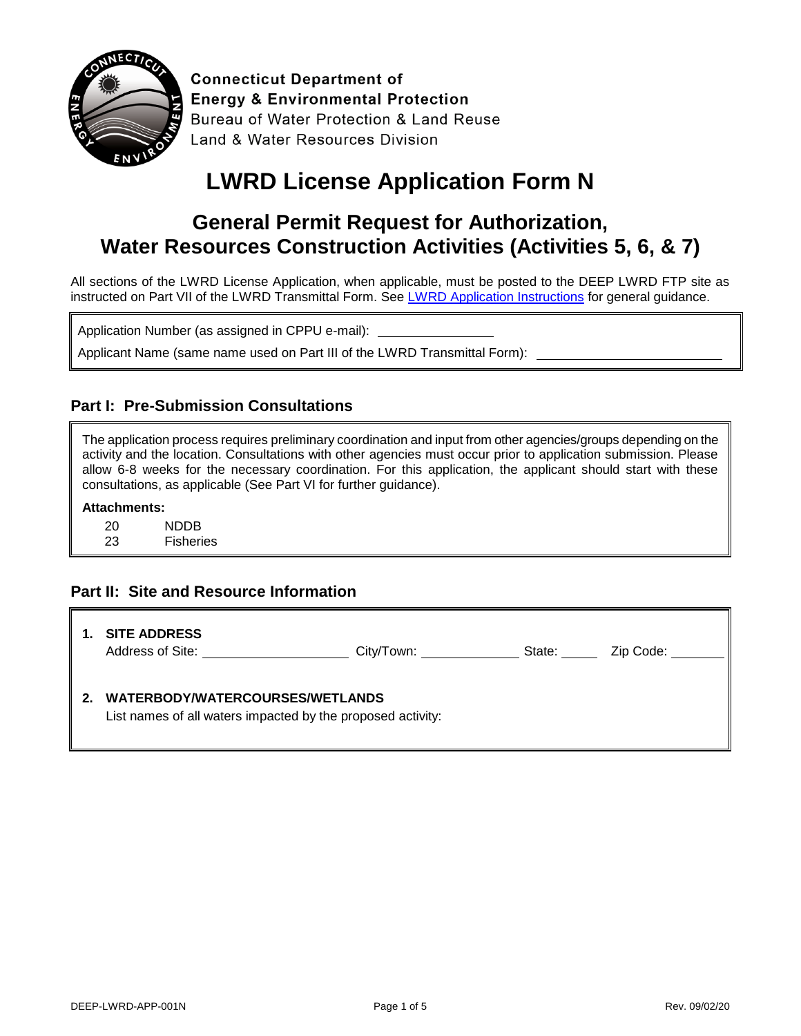**Connecticut Department of**
**Energy & Environmental Protection**
Bureau of Water Protection & Land Reuse
Land & Water Resources Division

# LWRD License Application Form N

## General Permit Request for Authorization, Water Resources Construction Activities (Activities 5, 6, & 7)

All sections of the LWRD License Application, when applicable, must be posted to the DEEP LWRD FTP site as instructed on Part VII of the LWRD Transmittal Form. See LWRD Application Instructions for general guidance.

Application Number (as assigned in CPPU e-mail): ________________

Applicant Name (same name used on Part III of the LWRD Transmittal Form): ________________________

### Part I: Pre-Submission Consultations

The application process requires preliminary coordination and input from other agencies/groups depending on the activity and the location. Consultations with other agencies must occur prior to application submission. Please allow 6-8 weeks for the necessary coordination. For this application, the applicant should start with these consultations, as applicable (See Part VI for further guidance).

**Attachments:**

20 NDDB
23 Fisheries

### Part II: Site and Resource Information

1. **SITE ADDRESS**
   Address of Site: ____________________ City/Town: ______________ State: _____ Zip Code: _______

2. **WATERBODY/WATERCOURSES/WETLANDS**
   List names of all waters impacted by the proposed activity: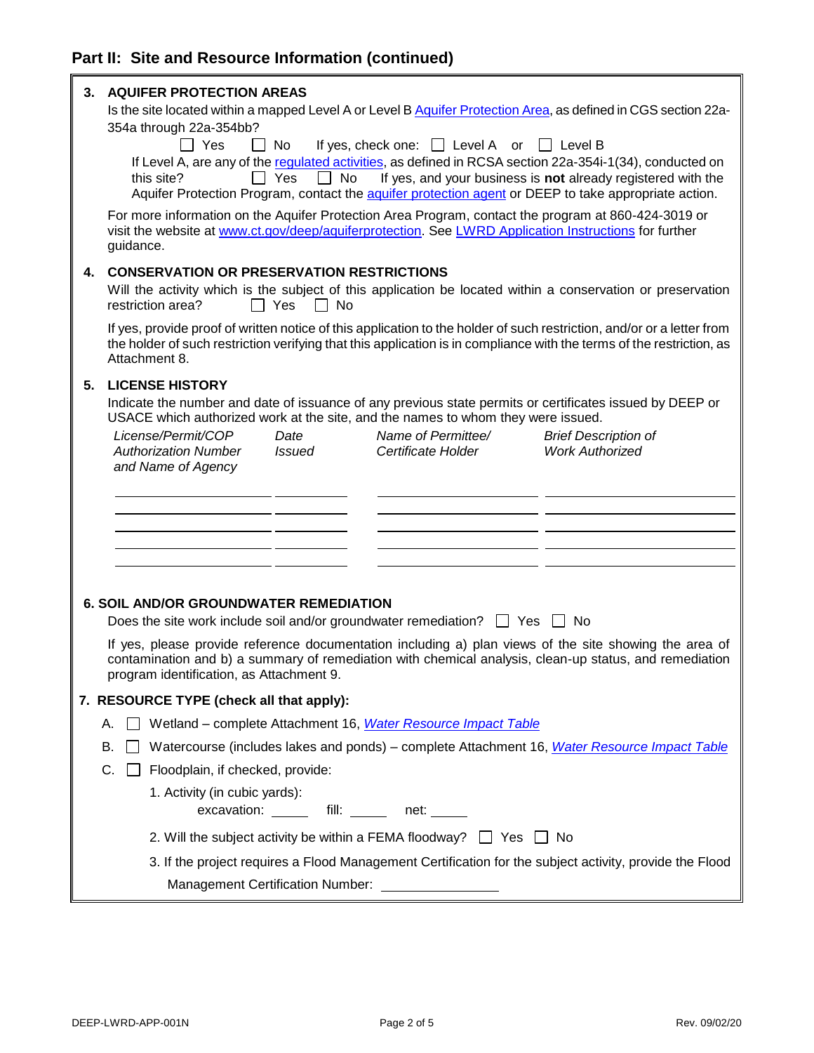## Part II: Site and Resource Information (continued)

**3. AQUIFER PROTECTION AREAS**

Is the site located within a mapped Level A or Level B Aquifer Protection Area, as defined in CGS section 22a-354a through 22a-354bb?

☐ Yes ☐ No If yes, check one: ☐ Level A or ☐ Level B

If Level A, are any of the regulated activities, as defined in RCSA section 22a-354i-1(34), conducted on this site? ☐ Yes ☐ No If yes, and your business is **not** already registered with the Aquifer Protection Program, contact the aquifer protection agent or DEEP to take appropriate action.

For more information on the Aquifer Protection Area Program, contact the program at 860-424-3019 or visit the website at www.ct.gov/deep/aquiferprotection. See LWRD Application Instructions for further guidance.

**4. CONSERVATION OR PRESERVATION RESTRICTIONS**

Will the activity which is the subject of this application be located within a conservation or preservation restriction area? ☐ Yes ☐ No

If yes, provide proof of written notice of this application to the holder of such restriction, and/or or a letter from the holder of such restriction verifying that this application is in compliance with the terms of the restriction, as Attachment 8.

**5. LICENSE HISTORY**

Indicate the number and date of issuance of any previous state permits or certificates issued by DEEP or USACE which authorized work at the site, and the names to whom they were issued.

| *License/Permit/COP Authorization Number and Name of Agency* | *Date Issued* | *Name of Permittee/ Certificate Holder* | *Brief Description of Work Authorized* |
|---|---|---|---|
| | | | |
| | | | |
| | | | |
| | | | |
| | | | |

**6. SOIL AND/OR GROUNDWATER REMEDIATION**

Does the site work include soil and/or groundwater remediation? ☐ Yes ☐ No

If yes, please provide reference documentation including a) plan views of the site showing the area of contamination and b) a summary of remediation with chemical analysis, clean-up status, and remediation program identification, as Attachment 9.

**7. RESOURCE TYPE (check all that apply):**

A. ☐ Wetland – complete Attachment 16, *Water Resource Impact Table*

B. ☐ Watercourse (includes lakes and ponds) – complete Attachment 16, *Water Resource Impact Table*

C. ☐ Floodplain, if checked, provide:

1. Activity (in cubic yards):
   excavation: _____ fill: _____ net: _____

2. Will the subject activity be within a FEMA floodway? ☐ Yes ☐ No

3. If the project requires a Flood Management Certification for the subject activity, provide the Flood Management Certification Number: ______________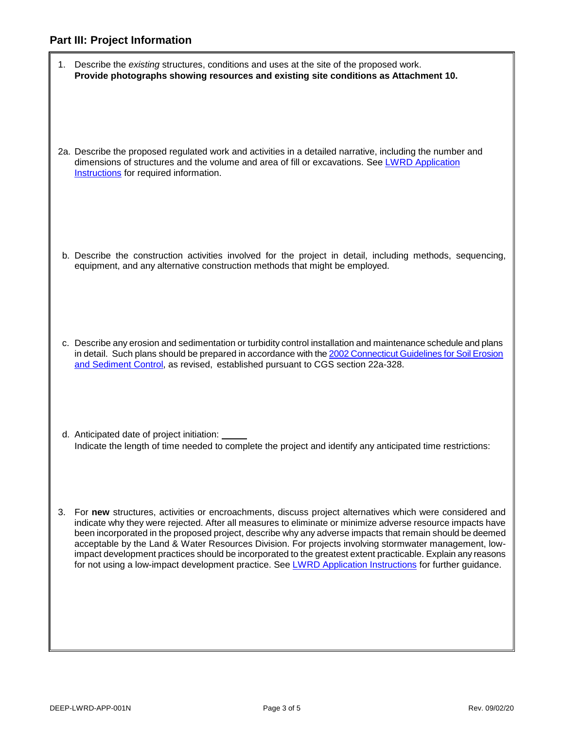## Part III: Project Information

1. Describe the *existing* structures, conditions and uses at the site of the proposed work.
   **Provide photographs showing resources and existing site conditions as Attachment 10.**

2a. Describe the proposed regulated work and activities in a detailed narrative, including the number and dimensions of structures and the volume and area of fill or excavations. See LWRD Application Instructions for required information.

b. Describe the construction activities involved for the project in detail, including methods, sequencing, equipment, and any alternative construction methods that might be employed.

c. Describe any erosion and sedimentation or turbidity control installation and maintenance schedule and plans in detail. Such plans should be prepared in accordance with the 2002 Connecticut Guidelines for Soil Erosion and Sediment Control, as revised, established pursuant to CGS section 22a-328.

d. Anticipated date of project initiation: _____
   Indicate the length of time needed to complete the project and identify any anticipated time restrictions:

3. For **new** structures, activities or encroachments, discuss project alternatives which were considered and indicate why they were rejected. After all measures to eliminate or minimize adverse resource impacts have been incorporated in the proposed project, describe why any adverse impacts that remain should be deemed acceptable by the Land & Water Resources Division. For projects involving stormwater management, low-impact development practices should be incorporated to the greatest extent practicable. Explain any reasons for not using a low-impact development practice. See LWRD Application Instructions for further guidance.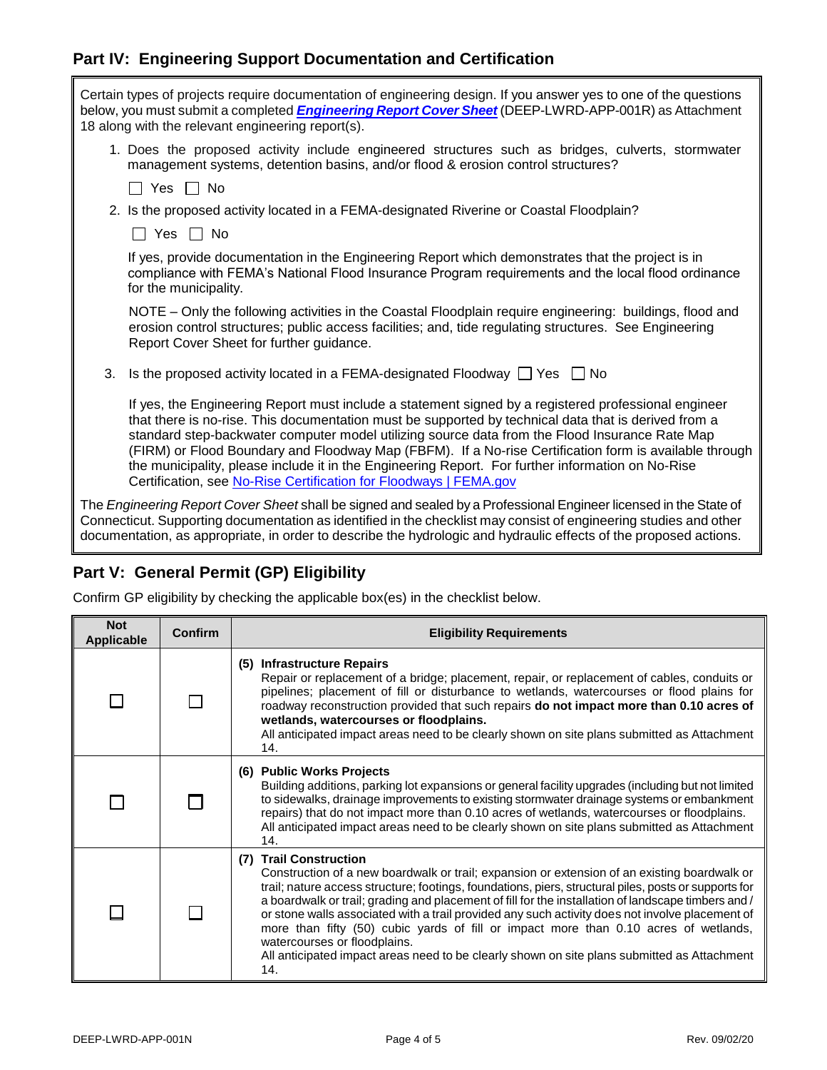## Part IV: Engineering Support Documentation and Certification

Certain types of projects require documentation of engineering design. If you answer yes to one of the questions below, you must submit a completed ***Engineering Report Cover Sheet*** (DEEP-LWRD-APP-001R) as Attachment 18 along with the relevant engineering report(s).

1. Does the proposed activity include engineered structures such as bridges, culverts, stormwater management systems, detention basins, and/or flood & erosion control structures?

   ☐ Yes ☐ No

2. Is the proposed activity located in a FEMA-designated Riverine or Coastal Floodplain?

   ☐ Yes ☐ No

   If yes, provide documentation in the Engineering Report which demonstrates that the project is in compliance with FEMA's National Flood Insurance Program requirements and the local flood ordinance for the municipality.

   NOTE – Only the following activities in the Coastal Floodplain require engineering: buildings, flood and erosion control structures; public access facilities; and, tide regulating structures. See Engineering Report Cover Sheet for further guidance.

3. Is the proposed activity located in a FEMA-designated Floodway ☐ Yes ☐ No

   If yes, the Engineering Report must include a statement signed by a registered professional engineer that there is no-rise. This documentation must be supported by technical data that is derived from a standard step-backwater computer model utilizing source data from the Flood Insurance Rate Map (FIRM) or Flood Boundary and Floodway Map (FBFM). If a No-rise Certification form is available through the municipality, please include it in the Engineering Report. For further information on No-Rise Certification, see No-Rise Certification for Floodways | FEMA.gov

The *Engineering Report Cover Sheet* shall be signed and sealed by a Professional Engineer licensed in the State of Connecticut. Supporting documentation as identified in the checklist may consist of engineering studies and other documentation, as appropriate, in order to describe the hydrologic and hydraulic effects of the proposed actions.

## Part V: General Permit (GP) Eligibility

Confirm GP eligibility by checking the applicable box(es) in the checklist below.

| Not Applicable | Confirm | Eligibility Requirements |
|---|---|---|
| ☐ | ☐ | **(5) Infrastructure Repairs**<br>Repair or replacement of a bridge; placement, repair, or replacement of cables, conduits or pipelines; placement of fill or disturbance to wetlands, watercourses or flood plains for roadway reconstruction provided that such repairs **do not impact more than 0.10 acres of wetlands, watercourses or floodplains.**<br>All anticipated impact areas need to be clearly shown on site plans submitted as Attachment 14. |
| ☐ | ☐ | **(6) Public Works Projects**<br>Building additions, parking lot expansions or general facility upgrades (including but not limited to sidewalks, drainage improvements to existing stormwater drainage systems or embankment repairs) that do not impact more than 0.10 acres of wetlands, watercourses or floodplains.<br>All anticipated impact areas need to be clearly shown on site plans submitted as Attachment 14. |
| ☐ | ☐ | **(7) Trail Construction**<br>Construction of a new boardwalk or trail; expansion or extension of an existing boardwalk or trail; nature access structure; footings, foundations, piers, structural piles, posts or supports for a boardwalk or trail; grading and placement of fill for the installation of landscape timbers and / or stone walls associated with a trail provided any such activity does not involve placement of more than fifty (50) cubic yards of fill or impact more than 0.10 acres of wetlands, watercourses or floodplains.<br>All anticipated impact areas need to be clearly shown on site plans submitted as Attachment 14. |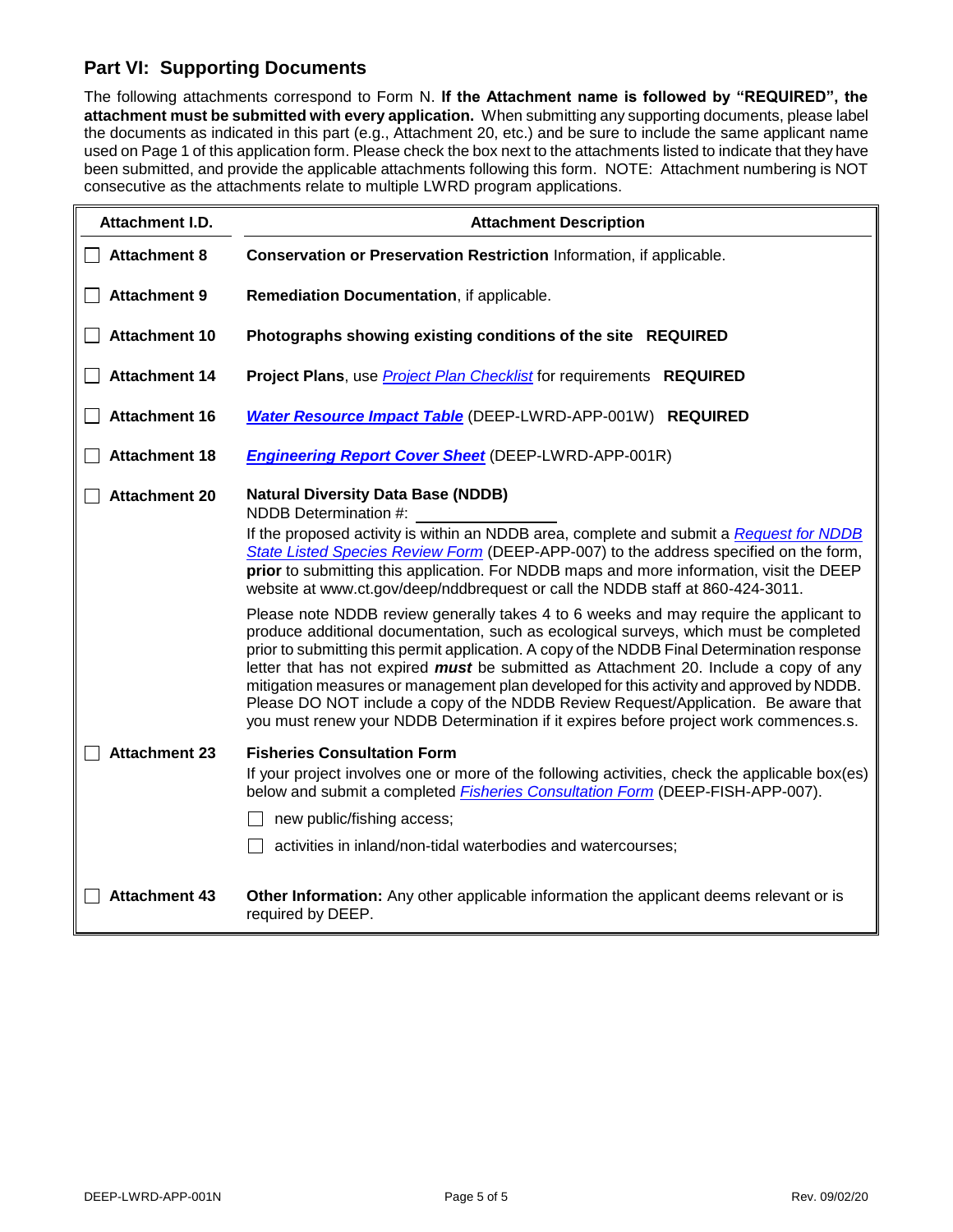## Part VI: Supporting Documents

The following attachments correspond to Form N. **If the Attachment name is followed by "REQUIRED", the attachment must be submitted with every application.** When submitting any supporting documents, please label the documents as indicated in this part (e.g., Attachment 20, etc.) and be sure to include the same applicant name used on Page 1 of this application form. Please check the box next to the attachments listed to indicate that they have been submitted, and provide the applicable attachments following this form. NOTE: Attachment numbering is NOT consecutive as the attachments relate to multiple LWRD program applications.

| Attachment I.D. | Attachment Description |
|---|---|
| ☐ **Attachment 8** | **Conservation or Preservation Restriction** Information, if applicable. |
| ☐ **Attachment 9** | **Remediation Documentation**, if applicable. |
| ☐ **Attachment 10** | **Photographs showing existing conditions of the site REQUIRED** |
| ☐ **Attachment 14** | **Project Plans**, use *Project Plan Checklist* for requirements **REQUIRED** |
| ☐ **Attachment 16** | ***Water Resource Impact Table*** (DEEP-LWRD-APP-001W) **REQUIRED** |
| ☐ **Attachment 18** | ***Engineering Report Cover Sheet*** (DEEP-LWRD-APP-001R) |
| ☐ **Attachment 20** | **Natural Diversity Data Base (NDDB)**<br>NDDB Determination #: ____________<br>If the proposed activity is within an NDDB area, complete and submit a *Request for NDDB State Listed Species Review Form* (DEEP-APP-007) to the address specified on the form, **prior** to submitting this application. For NDDB maps and more information, visit the DEEP website at www.ct.gov/deep/nddbrequest or call the NDDB staff at 860-424-3011.<br><br>Please note NDDB review generally takes 4 to 6 weeks and may require the applicant to produce additional documentation, such as ecological surveys, which must be completed prior to submitting this permit application. A copy of the NDDB Final Determination response letter that has not expired ***must*** be submitted as Attachment 20. Include a copy of any mitigation measures or management plan developed for this activity and approved by NDDB. Please DO NOT include a copy of the NDDB Review Request/Application. Be aware that you must renew your NDDB Determination if it expires before project work commences.s. |
| ☐ **Attachment 23** | **Fisheries Consultation Form**<br>If your project involves one or more of the following activities, check the applicable box(es) below and submit a completed *Fisheries Consultation Form* (DEEP-FISH-APP-007).<br>☐ new public/fishing access;<br>☐ activities in inland/non-tidal waterbodies and watercourses; |
| ☐ **Attachment 43** | **Other Information:** Any other applicable information the applicant deems relevant or is required by DEEP. |